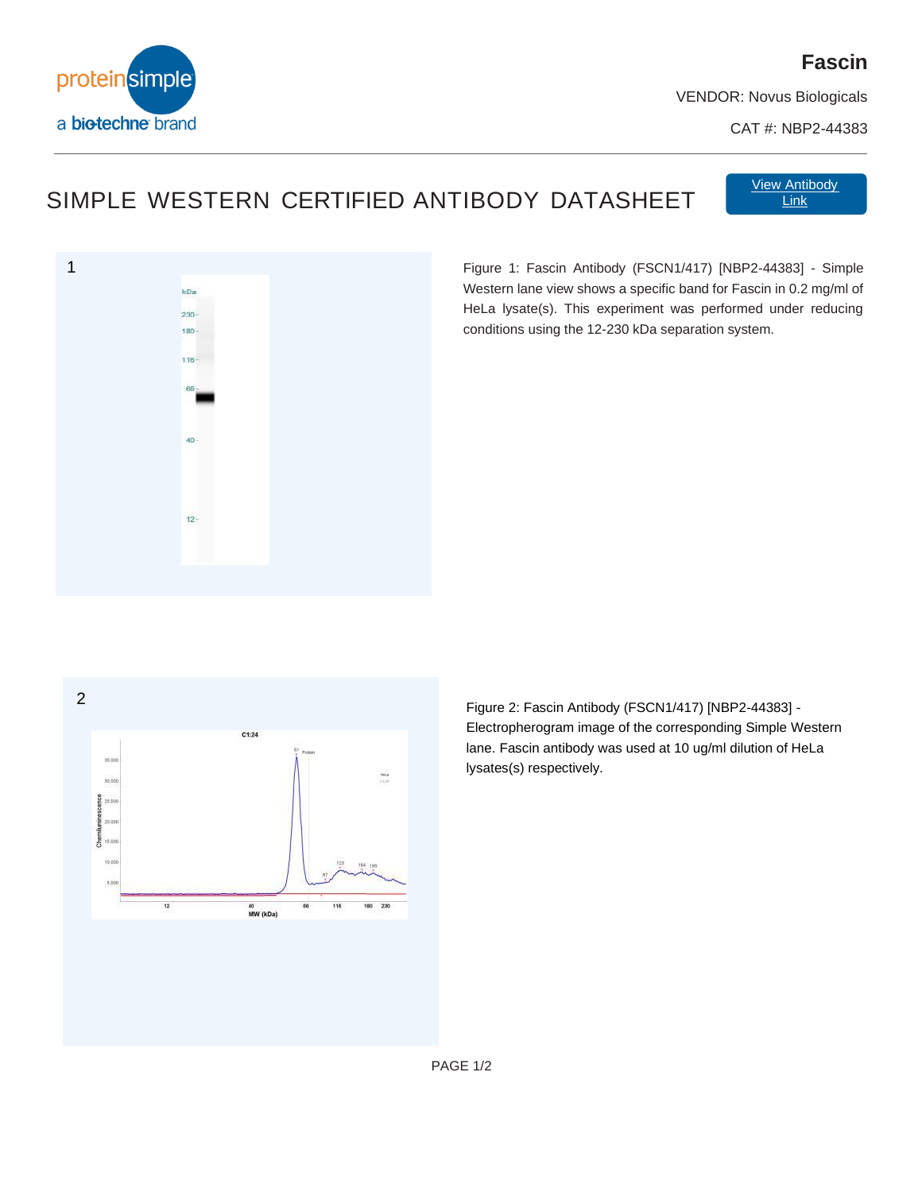# Fascin

VENDOR: Novus Biologicals

CAT #: NBP2-44383

## SIMPLE WESTERN CERTIFIED ANTIBODY DATASHEET

View Antibody Link

1

Figure 1: Fascin Antibody (FSCN1/417) [NBP2-44383] - Simple Western lane view shows a specific band for Fascin in 0.2 mg/ml of HeLa lysate(s). This experiment was performed under reducing conditions using the 12-230 kDa separation system.

2

Figure 2: Fascin Antibody (FSCN1/417) [NBP2-44383] - Electropherogram image of the corresponding Simple Western lane. Fascin antibody was used at 10 ug/ml dilution of HeLa lysates(s) respectively.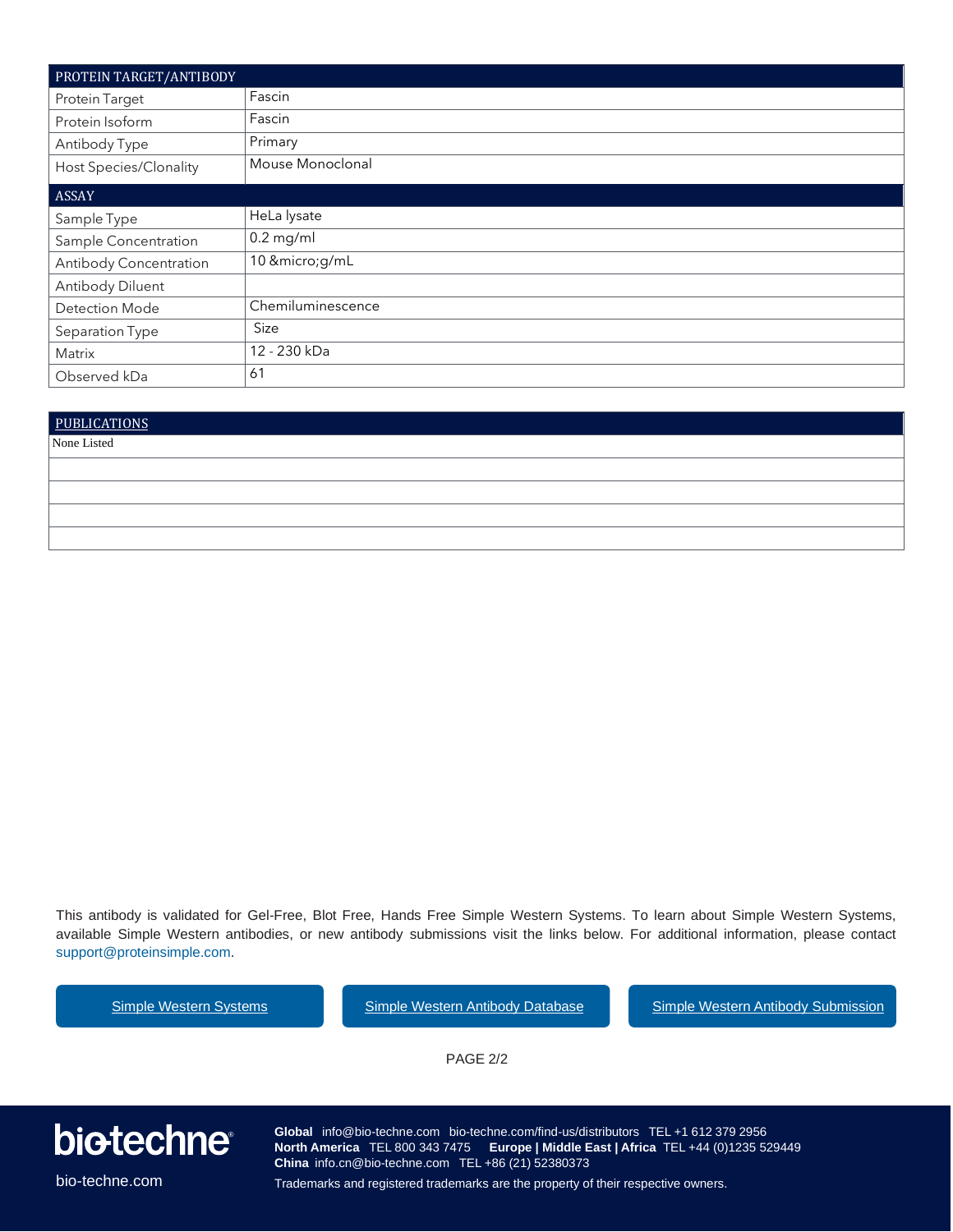| PROTEIN TARGET/ANTIBODY | |
|---|---|
| Protein Target | Fascin |
| Protein Isoform | Fascin |
| Antibody Type | Primary |
| Host Species/Clonality | Mouse Monoclonal |

| ASSAY | |
|---|---|
| Sample Type | HeLa lysate |
| Sample Concentration | 0.2 mg/ml |
| Antibody Concentration | 10 &micro;g/mL |
| Antibody Diluent | |
| Detection Mode | Chemiluminescence |
| Separation Type | Size |
| Matrix | 12 - 230 kDa |
| Observed kDa | 61 |

| PUBLICATIONS |
|---|
| None Listed |
| |
| |
| |
| |

This antibody is validated for Gel-Free, Blot Free, Hands Free Simple Western Systems. To learn about Simple Western Systems, available Simple Western antibodies, or new antibody submissions visit the links below. For additional information, please contact support@proteinsimple.com.

Simple Western Systems | Simple Western Antibody Database | Simple Western Antibody Submission

bio-techne

bio-techne.com

**Global** info@bio-techne.com bio-techne.com/find-us/distributors TEL +1 612 379 2956
**North America** TEL 800 343 7475 **Europe | Middle East | Africa** TEL +44 (0)1235 529449
**China** info.cn@bio-techne.com TEL +86 (21) 52380373

Trademarks and registered trademarks are the property of their respective owners.